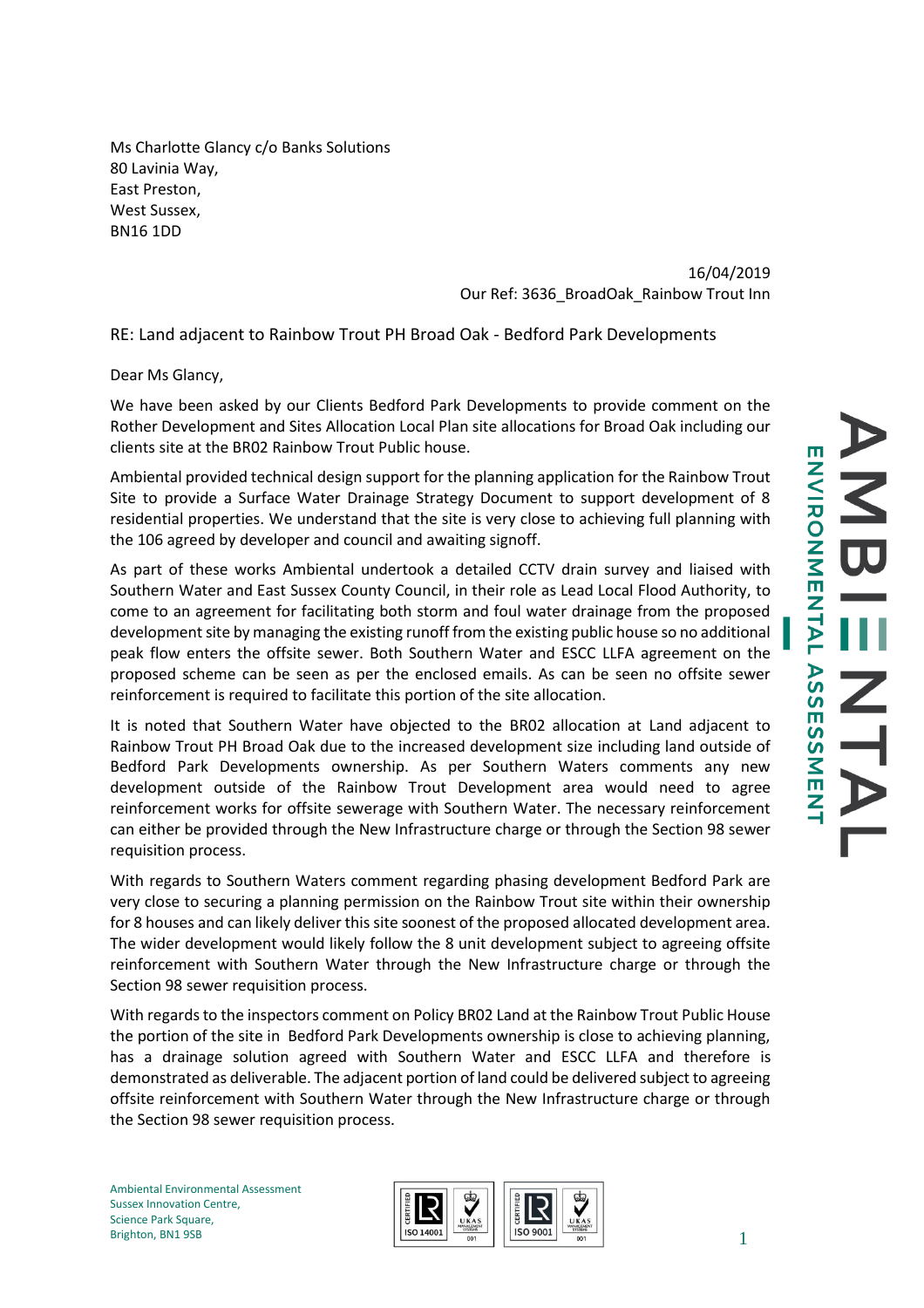Ms Charlotte Glancy c/o Banks Solutions
80 Lavinia Way,
East Preston,
West Sussex,
BN16 1DD

16/04/2019
Our Ref: 3636_BroadOak_Rainbow Trout Inn

RE: Land adjacent to Rainbow Trout PH Broad Oak - Bedford Park Developments

Dear Ms Glancy,

We have been asked by our Clients Bedford Park Developments to provide comment on the Rother Development and Sites Allocation Local Plan site allocations for Broad Oak including our clients site at the BR02 Rainbow Trout Public house.

Ambiental provided technical design support for the planning application for the Rainbow Trout Site to provide a Surface Water Drainage Strategy Document to support development of 8 residential properties. We understand that the site is very close to achieving full planning with the 106 agreed by developer and council and awaiting signoff.

As part of these works Ambiental undertook a detailed CCTV drain survey and liaised with Southern Water and East Sussex County Council, in their role as Lead Local Flood Authority, to come to an agreement for facilitating both storm and foul water drainage from the proposed development site by managing the existing runoff from the existing public house so no additional peak flow enters the offsite sewer. Both Southern Water and ESCC LLFA agreement on the proposed scheme can be seen as per the enclosed emails. As can be seen no offsite sewer reinforcement is required to facilitate this portion of the site allocation.

It is noted that Southern Water have objected to the BR02 allocation at Land adjacent to Rainbow Trout PH Broad Oak due to the increased development size including land outside of Bedford Park Developments ownership. As per Southern Waters comments any new development outside of the Rainbow Trout Development area would need to agree reinforcement works for offsite sewerage with Southern Water. The necessary reinforcement can either be provided through the New Infrastructure charge or through the Section 98 sewer requisition process.

With regards to Southern Waters comment regarding phasing development Bedford Park are very close to securing a planning permission on the Rainbow Trout site within their ownership for 8 houses and can likely deliver this site soonest of the proposed allocated development area. The wider development would likely follow the 8 unit development subject to agreeing offsite reinforcement with Southern Water through the New Infrastructure charge or through the Section 98 sewer requisition process.

With regards to the inspectors comment on Policy BR02 Land at the Rainbow Trout Public House the portion of the site in Bedford Park Developments ownership is close to achieving planning, has a drainage solution agreed with Southern Water and ESCC LLFA and therefore is demonstrated as deliverable. The adjacent portion of land could be delivered subject to agreeing offsite reinforcement with Southern Water through the New Infrastructure charge or through the Section 98 sewer requisition process.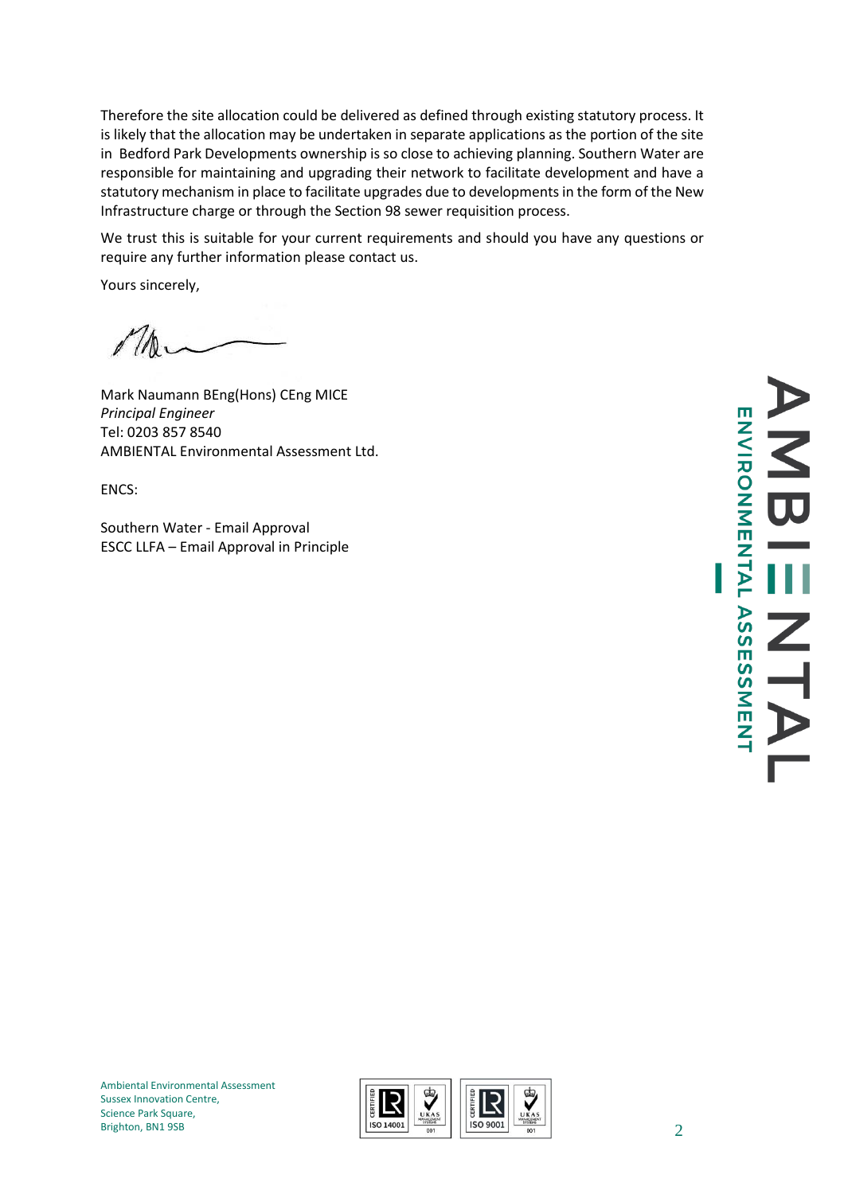Therefore the site allocation could be delivered as defined through existing statutory process. It is likely that the allocation may be undertaken in separate applications as the portion of the site in Bedford Park Developments ownership is so close to achieving planning. Southern Water are responsible for maintaining and upgrading their network to facilitate development and have a statutory mechanism in place to facilitate upgrades due to developments in the form of the New Infrastructure charge or through the Section 98 sewer requisition process.

We trust this is suitable for your current requirements and should you have any questions or require any further information please contact us.

Yours sincerely,

Mark Naumann BEng(Hons) CEng MICE
*Principal Engineer*
Tel: 0203 857 8540
AMBIENTAL Environmental Assessment Ltd.

ENCS:

Southern Water - Email Approval
ESCC LLFA – Email Approval in Principle

Ambiental Environmental Assessment
Sussex Innovation Centre,
Science Park Square,
Brighton, BN1 9SB